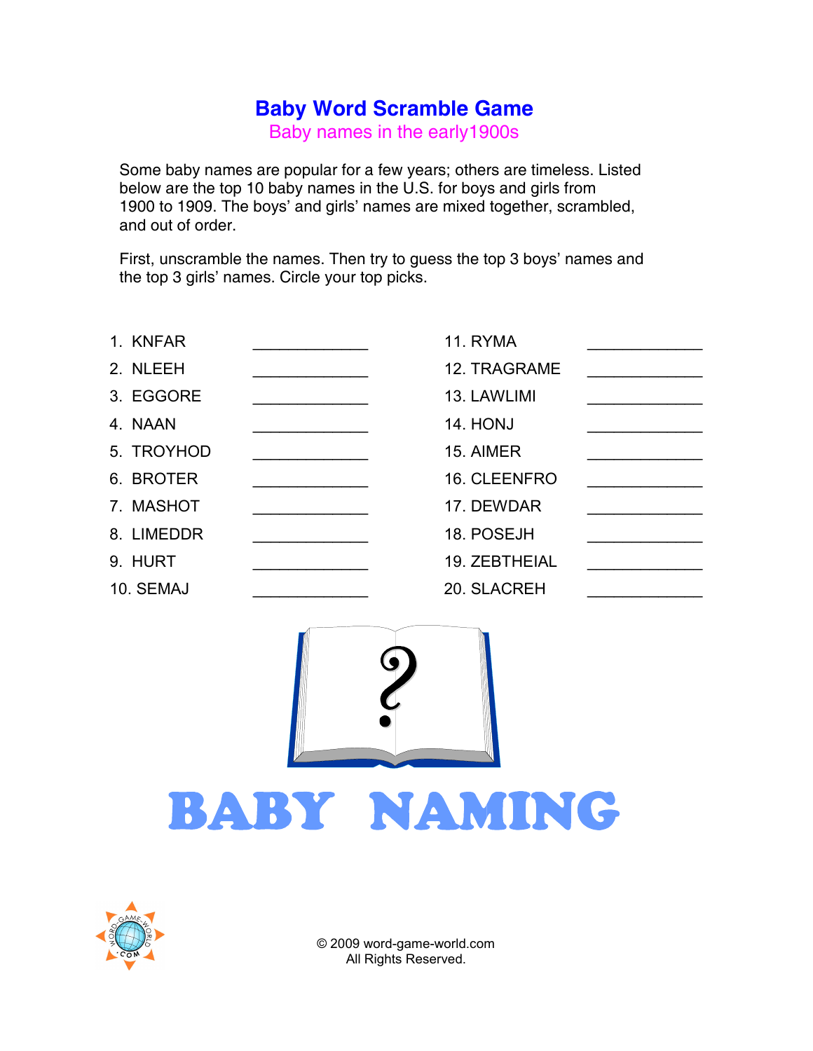# Baby Word Scramble Game

## Baby names in the early1900s

Some baby names are popular for a few years; others are timeless. Listed below are the top 10 baby names in the U.S. for boys and girls from 1900 to 1909. The boys' and girls' names are mixed together, scrambled, and out of order.

First, unscramble the names. Then try to guess the top 3 boys' names and the top 3 girls' names. Circle your top picks.

1. KNFAR ____________
2. NLEEH ____________
3. EGGORE ____________
4. NAAN ____________
5. TROYHOD ____________
6. BROTER ____________
7. MASHOT ____________
8. LIMEDDR ____________
9. HURT ____________
10. SEMAJ ____________
11. RYMA ____________
12. TRAGRAME ____________
13. LAWLIMI ____________
14. HONJ ____________
15. AIMER ____________
16. CLEENFRO ____________
17. DEWDAR ____________
18. POSEJH ____________
19. ZEBTHEIAL ____________
20. SLACREH ____________

BABY NAMING

© 2009 word-game-world.com
All Rights Reserved.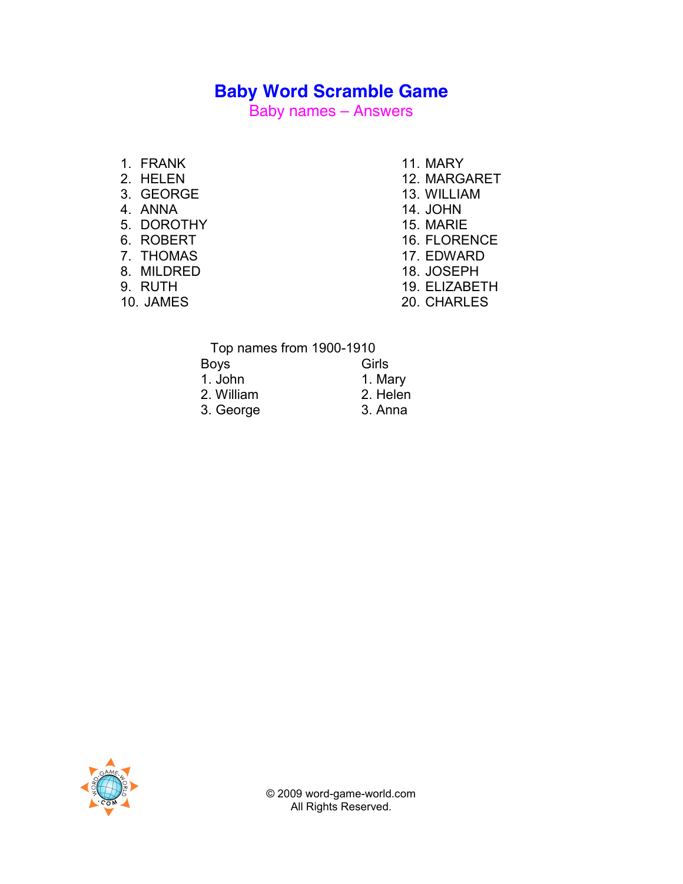# Baby Word Scramble Game

## Baby names – Answers

1. FRANK
2. HELEN
3. GEORGE
4. ANNA
5. DOROTHY
6. ROBERT
7. THOMAS
8. MILDRED
9. RUTH
10. JAMES
11. MARY
12. MARGARET
13. WILLIAM
14. JOHN
15. MARIE
16. FLORENCE
17. EDWARD
18. JOSEPH
19. ELIZABETH
20. CHARLES

Top names from 1900-1910

| Boys | Girls |
|---|---|
| 1. John | 1. Mary |
| 2. William | 2. Helen |
| 3. George | 3. Anna |

© 2009 word-game-world.com
All Rights Reserved.